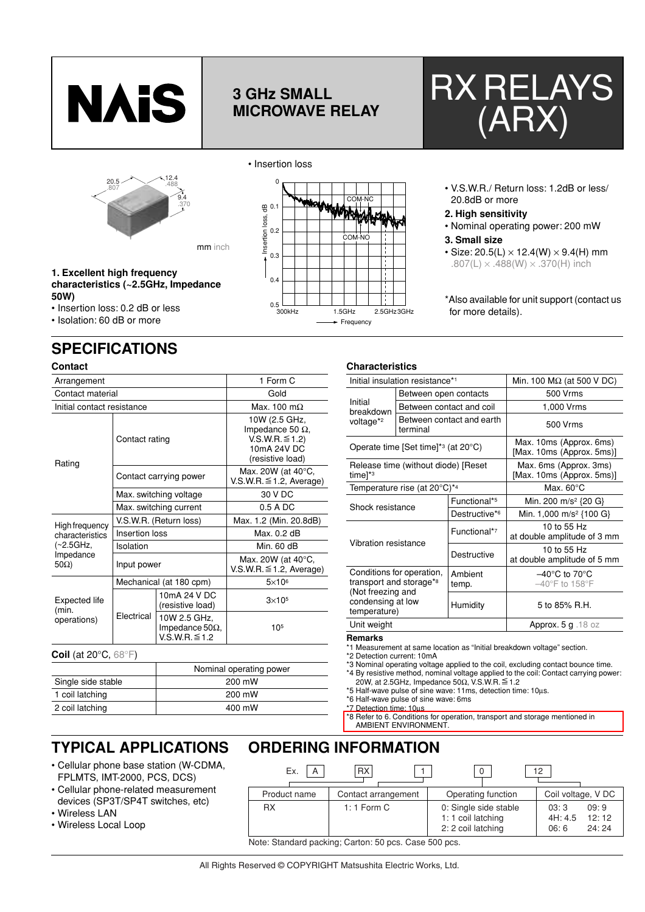# NAiS

## 3 GHz SMALL MICROWAVE RELAY

# RX RELAYS (ARX)

20.5 .807 — 12.4 .488 — 9.4 .370

mm inch

• Insertion loss

### 1. Excellent high frequency characteristics (~2.5GHz, Impedance 50W)

- Insertion loss: 0.2 dB or less
- Isolation: 60 dB or more
- V.S.W.R./ Return loss: 1.2dB or less/ 20.8dB or more

### 2. High sensitivity

- Nominal operating power: 200 mW

### 3. Small size

- Size: 20.5(L) × 12.4(W) × 9.4(H) mm
  .807(L) × .488(W) × .370(H) inch

*Also available for unit support (contact us for more details).

## SPECIFICATIONS

### Contact

| Arrangement | | | 1 Form C |
|---|---|---|---|
| Contact material | | | Gold |
| Initial contact resistance | | | Max. 100 mΩ |
| Rating | Contact rating | | 10W (2.5 GHz, Impedance 50 Ω, V.S.W.R.≦1.2) 10mA 24V DC (resistive load) |
| | Contact carrying power | | Max. 20W (at 40°C, V.S.W.R.≦1.2, Average) |
| | Max. switching voltage | | 30 V DC |
| | Max. switching current | | 0.5 A DC |
| High frequency characteristics (~2.5GHz, Impedance 50Ω) | V.S.W.R. (Return loss) | | Max. 1.2 (Min. 20.8dB) |
| | Insertion loss | | Max. 0.2 dB |
| | Isolation | | Min. 60 dB |
| | Input power | | Max. 20W (at 40°C, V.S.W.R.≦1.2, Average) |
| Expected life (min. operations) | Mechanical (at 180 cpm) | | $5\times10^6$ |
| | Electrical | 10mA 24 V DC (resistive load) | $3\times10^5$ |
| | | 10W 2.5 GHz, Impedance 50Ω, V.S.W.R.≦1.2 | $10^5$ |

### Coil (at 20°C, 68°F)

| | Nominal operating power |
|---|---|
| Single side stable | 200 mW |
| 1 coil latching | 200 mW |
| 2 coil latching | 400 mW |

### Characteristics

| Initial insulation resistance*1 | | Min. 100 MΩ (at 500 V DC) |
|---|---|---|
| Initial breakdown voltage*2 | Between open contacts | 500 Vrms |
| | Between contact and coil | 1,000 Vrms |
| | Between contact and earth terminal | 500 Vrms |
| Operate time [Set time]*3 (at 20°C) | | Max. 10ms (Approx. 6ms) [Max. 10ms (Approx. 5ms)] |
| Release time (without diode) [Reset time]*3 | | Max. 6ms (Approx. 3ms) [Max. 10ms (Approx. 5ms)] |
| Temperature rise (at 20°C)*4 | | Max. 60°C |
| Shock resistance | Functional*5 | Min. 200 m/s² {20 G} |
| | Destructive*6 | Min. 1,000 m/s² {100 G} |
| Vibration resistance | Functional*7 | 10 to 55 Hz at double amplitude of 3 mm |
| | Destructive | 10 to 55 Hz at double amplitude of 5 mm |
| Conditions for operation, transport and storage*8 (Not freezing and condensing at low temperature) | Ambient temp. | –40°C to 70°C –40°F to 158°F |
| | Humidity | 5 to 85% R.H. |
| Unit weight | | Approx. 5 g .18 oz |

**Remarks**

*1 Measurement at same location as "Initial breakdown voltage" section.
*2 Detection current: 10mA
*3 Nominal operating voltage applied to the coil, excluding contact bounce time.
*4 By resistive method, nominal voltage applied to the coil: Contact carrying power: 20W, at 2.5GHz, Impedance 50Ω, V.S.W.R.≦1.2
*5 Half-wave pulse of sine wave: 11ms, detection time: 10µs.
*6 Half-wave pulse of sine wave: 6ms
*7 Detection time: 10µs
*8 Refer to 6. Conditions for operation, transport and storage mentioned in AMBIENT ENVIRONMENT.

## TYPICAL APPLICATIONS

- Cellular phone base station (W-CDMA, FPLMTS, IMT-2000, PCS, DCS)
- Cellular phone-related measurement devices (SP3T/SP4T switches, etc)
- Wireless LAN
- Wireless Local Loop

## ORDERING INFORMATION

Ex. A RX 1 0 12

| Product name | Contact arrangement | Operating function | Coil voltage, V DC |
|---|---|---|---|
| RX | 1: 1 Form C | 0: Single side stable<br>1: 1 coil latching<br>2: 2 coil latching | 03: 3 &nbsp; 09: 9<br>4H: 4.5 &nbsp; 12: 12<br>06: 6 &nbsp; 24: 24 |

Note: Standard packing; Carton: 50 pcs. Case 500 pcs.

All Rights Reserved © COPYRIGHT Matsushita Electric Works, Ltd.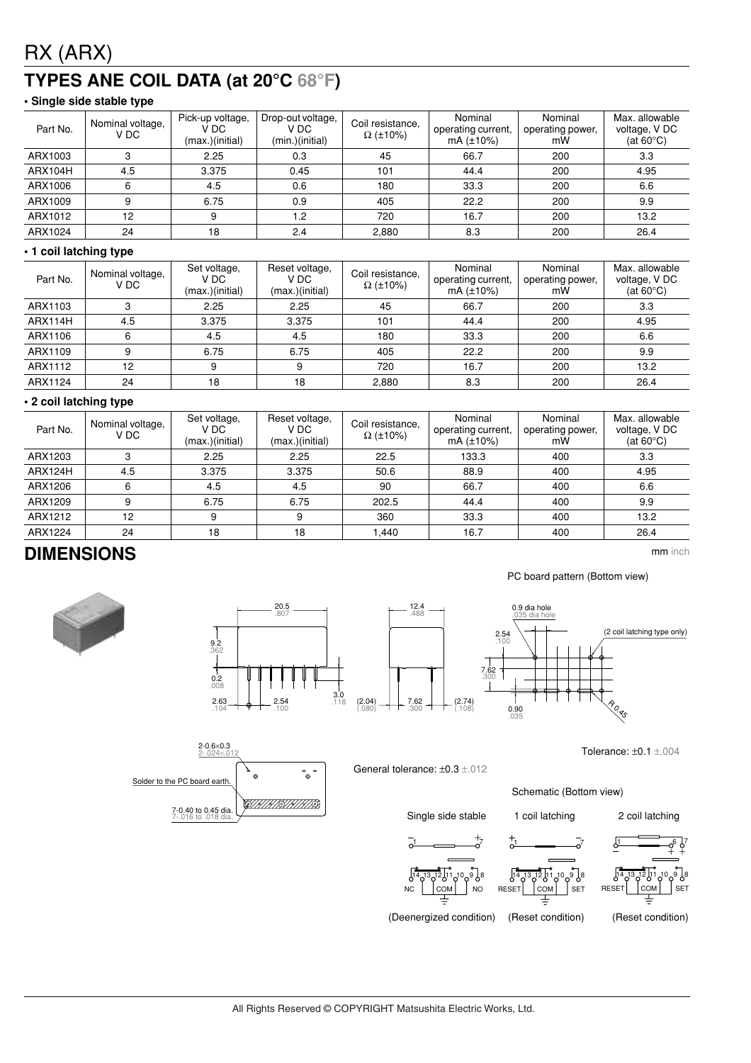# RX (ARX)

## TYPES ANE COIL DATA (at 20°C 68°F)

**• Single side stable type**

| Part No. | Nominal voltage, V DC | Pick-up voltage, V DC (max.)(initial) | Drop-out voltage, V DC (min.)(initial) | Coil resistance, Ω (±10%) | Nominal operating current, mA (±10%) | Nominal operating power, mW | Max. allowable voltage, V DC (at 60°C) |
|---|---|---|---|---|---|---|---|
| ARX1003 | 3 | 2.25 | 0.3 | 45 | 66.7 | 200 | 3.3 |
| ARX104H | 4.5 | 3.375 | 0.45 | 101 | 44.4 | 200 | 4.95 |
| ARX1006 | 6 | 4.5 | 0.6 | 180 | 33.3 | 200 | 6.6 |
| ARX1009 | 9 | 6.75 | 0.9 | 405 | 22.2 | 200 | 9.9 |
| ARX1012 | 12 | 9 | 1.2 | 720 | 16.7 | 200 | 13.2 |
| ARX1024 | 24 | 18 | 2.4 | 2,880 | 8.3 | 200 | 26.4 |

**• 1 coil latching type**

| Part No. | Nominal voltage, V DC | Set voltage, V DC (max.)(initial) | Reset voltage, V DC (max.)(initial) | Coil resistance, Ω (±10%) | Nominal operating current, mA (±10%) | Nominal operating power, mW | Max. allowable voltage, V DC (at 60°C) |
|---|---|---|---|---|---|---|---|
| ARX1103 | 3 | 2.25 | 2.25 | 45 | 66.7 | 200 | 3.3 |
| ARX114H | 4.5 | 3.375 | 3.375 | 101 | 44.4 | 200 | 4.95 |
| ARX1106 | 6 | 4.5 | 4.5 | 180 | 33.3 | 200 | 6.6 |
| ARX1109 | 9 | 6.75 | 6.75 | 405 | 22.2 | 200 | 9.9 |
| ARX1112 | 12 | 9 | 9 | 720 | 16.7 | 200 | 13.2 |
| ARX1124 | 24 | 18 | 18 | 2,880 | 8.3 | 200 | 26.4 |

**• 2 coil latching type**

| Part No. | Nominal voltage, V DC | Set voltage, V DC (max.)(initial) | Reset voltage, V DC (max.)(initial) | Coil resistance, Ω (±10%) | Nominal operating current, mA (±10%) | Nominal operating power, mW | Max. allowable voltage, V DC (at 60°C) |
|---|---|---|---|---|---|---|---|
| ARX1203 | 3 | 2.25 | 2.25 | 22.5 | 133.3 | 400 | 3.3 |
| ARX124H | 4.5 | 3.375 | 3.375 | 50.6 | 88.9 | 400 | 4.95 |
| ARX1206 | 6 | 4.5 | 4.5 | 90 | 66.7 | 400 | 6.6 |
| ARX1209 | 9 | 6.75 | 6.75 | 202.5 | 44.4 | 400 | 9.9 |
| ARX1212 | 12 | 9 | 9 | 360 | 33.3 | 400 | 13.2 |
| ARX1224 | 24 | 18 | 18 | 1,440 | 16.7 | 400 | 26.4 |

## DIMENSIONS

mm inch

20.5 .807; 9.2 .362; 0.2 .008; 2.63 .104; 2.54 .100; 3.0 .118; 12.4 .488; (2.04) (.080); 7.62 .300; (2.74) (.108)

2-0.6×0.3 2-.024×.012

Solder to the PC board earth.

7-0.40 to 0.45 dia. 7-.016 to .018 dia.

General tolerance: ±0.3 ±.012

PC board pattern (Bottom view)

0.9 dia hole .035 dia hole; 2.54 .100; 7.62 .300; 0.90 .035; R 0.45

(2 coil latching type only)

Tolerance: ±0.1 ±.004

Schematic (Bottom view)

Single side stable — (Deenergized condition)

1 coil latching — (Reset condition)

2 coil latching — (Reset condition)

NC, COM, NO; RESET, COM, SET; RESET, COM, SET

All Rights Reserved © COPYRIGHT Matsushita Electric Works, Ltd.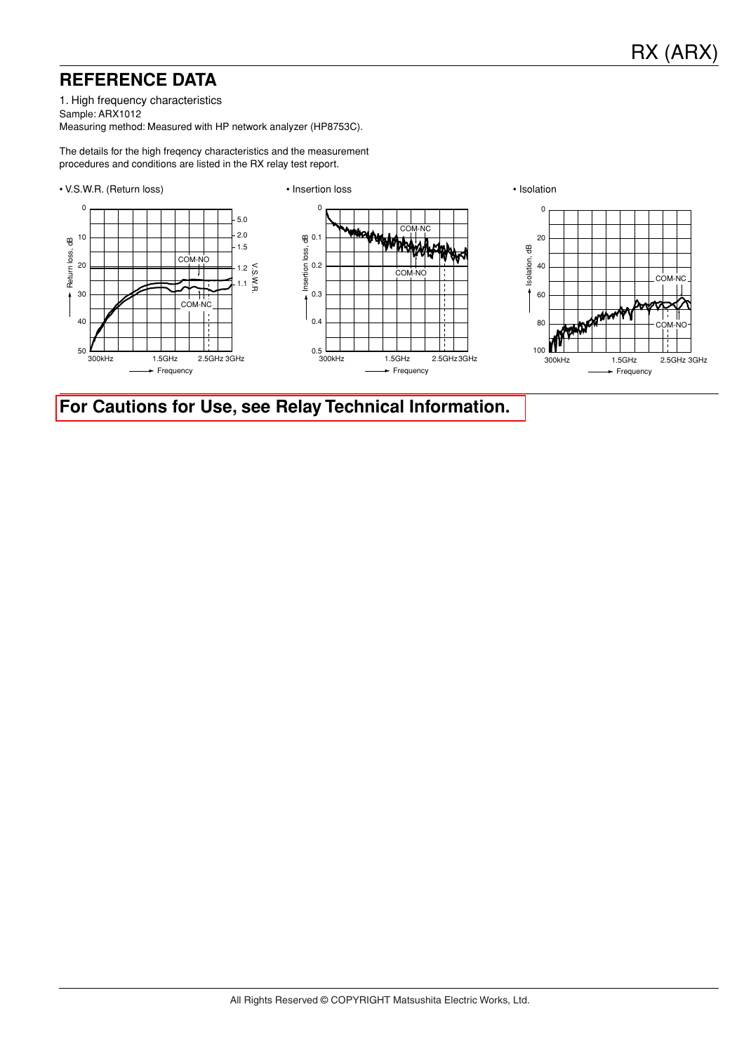## REFERENCE DATA

1. High frequency characteristics
Sample: ARX1012
Measuring method: Measured with HP network analyzer (HP8753C).

The details for the high freqency characteristics and the measurement procedures and conditions are listed in the RX relay test report.

• V.S.W.R. (Return loss)

Return loss, dB
0
10
20
30
40
50
V.S.W.R.
5.0
2.0
1.5
1.2
1.1
COM-NO
COM-NC
300kHz
1.5GHz
2.5GHz 3GHz
Frequency

• Insertion loss

Insertion loss, dB
0
0.1
0.2
0.3
0.4
0.5
COM-NC
COM-NO
300kHz
1.5GHz
2.5GHz 3GHz
Frequency

• Isolation

Isolation, dB
0
20
40
60
80
100
COM-NC
COM-NO
300kHz
1.5GHz
2.5GHz 3GHz
Frequency

**For Cautions for Use, see Relay Technical Information.**